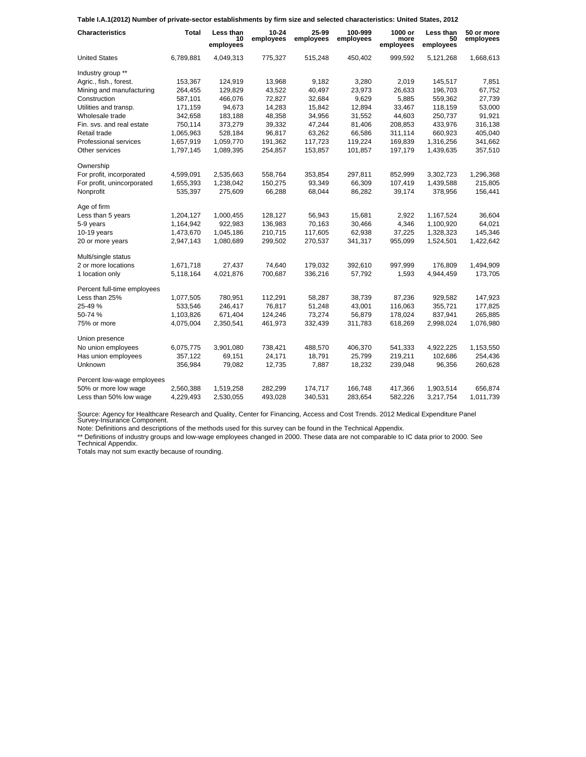**Table I.A.1(2012) Number of private-sector establishments by firm size and selected characteristics: United States, 2012**

| Characteristics | Total | Less than 10 employees | 10-24 employees | 25-99 employees | 100-999 employees | 1000 or more employees | Less than 50 employees | 50 or more employees |
|---|---|---|---|---|---|---|---|---|
| United States | 6,789,881 | 4,049,313 | 775,327 | 515,248 | 450,402 | 999,592 | 5,121,268 | 1,668,613 |
| Industry group ** | | | | | | | | |
| Agric., fish., forest. | 153,367 | 124,919 | 13,968 | 9,182 | 3,280 | 2,019 | 145,517 | 7,851 |
| Mining and manufacturing | 264,455 | 129,829 | 43,522 | 40,497 | 23,973 | 26,633 | 196,703 | 67,752 |
| Construction | 587,101 | 466,076 | 72,827 | 32,684 | 9,629 | 5,885 | 559,362 | 27,739 |
| Utilities and transp. | 171,159 | 94,673 | 14,283 | 15,842 | 12,894 | 33,467 | 118,159 | 53,000 |
| Wholesale trade | 342,658 | 183,188 | 48,358 | 34,956 | 31,552 | 44,603 | 250,737 | 91,921 |
| Fin. svs. and real estate | 750,114 | 373,279 | 39,332 | 47,244 | 81,406 | 208,853 | 433,976 | 316,138 |
| Retail trade | 1,065,963 | 528,184 | 96,817 | 63,262 | 66,586 | 311,114 | 660,923 | 405,040 |
| Professional services | 1,657,919 | 1,059,770 | 191,362 | 117,723 | 119,224 | 169,839 | 1,316,256 | 341,662 |
| Other services | 1,797,145 | 1,089,395 | 254,857 | 153,857 | 101,857 | 197,179 | 1,439,635 | 357,510 |
| Ownership | | | | | | | | |
| For profit, incorporated | 4,599,091 | 2,535,663 | 558,764 | 353,854 | 297,811 | 852,999 | 3,302,723 | 1,296,368 |
| For profit, unincorporated | 1,655,393 | 1,238,042 | 150,275 | 93,349 | 66,309 | 107,419 | 1,439,588 | 215,805 |
| Nonprofit | 535,397 | 275,609 | 66,288 | 68,044 | 86,282 | 39,174 | 378,956 | 156,441 |
| Age of firm | | | | | | | | |
| Less than 5 years | 1,204,127 | 1,000,455 | 128,127 | 56,943 | 15,681 | 2,922 | 1,167,524 | 36,604 |
| 5-9 years | 1,164,942 | 922,983 | 136,983 | 70,163 | 30,466 | 4,346 | 1,100,920 | 64,021 |
| 10-19 years | 1,473,670 | 1,045,186 | 210,715 | 117,605 | 62,938 | 37,225 | 1,328,323 | 145,346 |
| 20 or more years | 2,947,143 | 1,080,689 | 299,502 | 270,537 | 341,317 | 955,099 | 1,524,501 | 1,422,642 |
| Multi/single status | | | | | | | | |
| 2 or more locations | 1,671,718 | 27,437 | 74,640 | 179,032 | 392,610 | 997,999 | 176,809 | 1,494,909 |
| 1 location only | 5,118,164 | 4,021,876 | 700,687 | 336,216 | 57,792 | 1,593 | 4,944,459 | 173,705 |
| Percent full-time employees | | | | | | | | |
| Less than 25% | 1,077,505 | 780,951 | 112,291 | 58,287 | 38,739 | 87,236 | 929,582 | 147,923 |
| 25-49 % | 533,546 | 246,417 | 76,817 | 51,248 | 43,001 | 116,063 | 355,721 | 177,825 |
| 50-74 % | 1,103,826 | 671,404 | 124,246 | 73,274 | 56,879 | 178,024 | 837,941 | 265,885 |
| 75% or more | 4,075,004 | 2,350,541 | 461,973 | 332,439 | 311,783 | 618,269 | 2,998,024 | 1,076,980 |
| Union presence | | | | | | | | |
| No union employees | 6,075,775 | 3,901,080 | 738,421 | 488,570 | 406,370 | 541,333 | 4,922,225 | 1,153,550 |
| Has union employees | 357,122 | 69,151 | 24,171 | 18,791 | 25,799 | 219,211 | 102,686 | 254,436 |
| Unknown | 356,984 | 79,082 | 12,735 | 7,887 | 18,232 | 239,048 | 96,356 | 260,628 |
| Percent low-wage employees | | | | | | | | |
| 50% or more low wage | 2,560,388 | 1,519,258 | 282,299 | 174,717 | 166,748 | 417,366 | 1,903,514 | 656,874 |
| Less than 50% low wage | 4,229,493 | 2,530,055 | 493,028 | 340,531 | 283,654 | 582,226 | 3,217,754 | 1,011,739 |

Source: Agency for Healthcare Research and Quality, Center for Financing, Access and Cost Trends. 2012 Medical Expenditure Panel Survey-Insurance Component.

Note: Definitions and descriptions of the methods used for this survey can be found in the Technical Appendix.

** Definitions of industry groups and low-wage employees changed in 2000. These data are not comparable to IC data prior to 2000. See Technical Appendix.

Totals may not sum exactly because of rounding.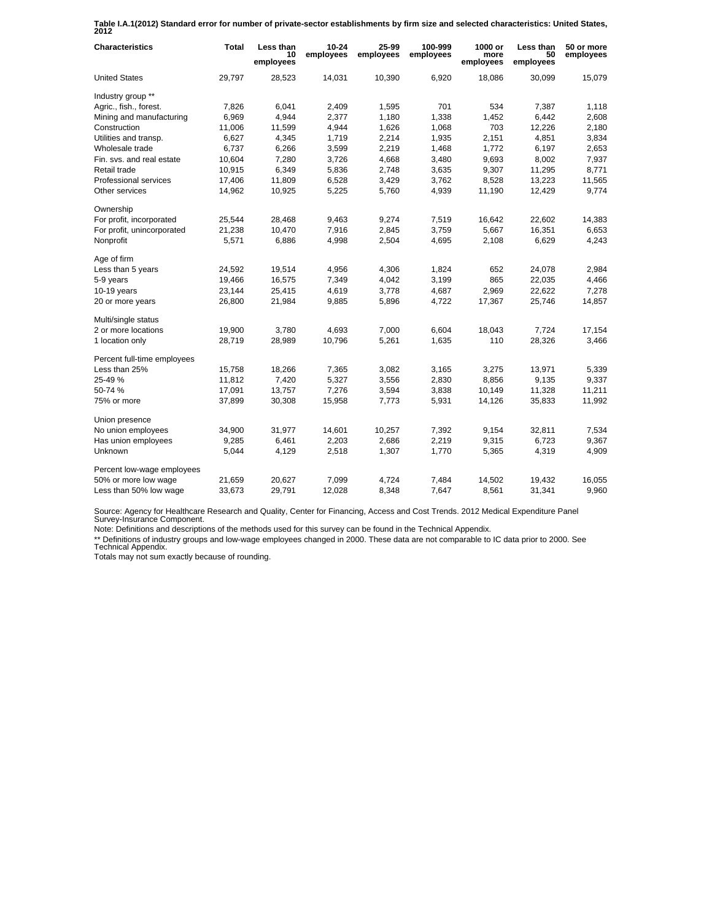**Table I.A.1(2012) Standard error for number of private-sector establishments by firm size and selected characteristics: United States, 2012**

| Characteristics | Total | Less than 10 employees | 10-24 employees | 25-99 employees | 100-999 employees | 1000 or more employees | Less than 50 employees | 50 or more employees |
|---|---|---|---|---|---|---|---|---|
| United States | 29,797 | 28,523 | 14,031 | 10,390 | 6,920 | 18,086 | 30,099 | 15,079 |
| Industry group ** | | | | | | | | |
| Agric., fish., forest. | 7,826 | 6,041 | 2,409 | 1,595 | 701 | 534 | 7,387 | 1,118 |
| Mining and manufacturing | 6,969 | 4,944 | 2,377 | 1,180 | 1,338 | 1,452 | 6,442 | 2,608 |
| Construction | 11,006 | 11,599 | 4,944 | 1,626 | 1,068 | 703 | 12,226 | 2,180 |
| Utilities and transp. | 6,627 | 4,345 | 1,719 | 2,214 | 1,935 | 2,151 | 4,851 | 3,834 |
| Wholesale trade | 6,737 | 6,266 | 3,599 | 2,219 | 1,468 | 1,772 | 6,197 | 2,653 |
| Fin. svs. and real estate | 10,604 | 7,280 | 3,726 | 4,668 | 3,480 | 9,693 | 8,002 | 7,937 |
| Retail trade | 10,915 | 6,349 | 5,836 | 2,748 | 3,635 | 9,307 | 11,295 | 8,771 |
| Professional services | 17,406 | 11,809 | 6,528 | 3,429 | 3,762 | 8,528 | 13,223 | 11,565 |
| Other services | 14,962 | 10,925 | 5,225 | 5,760 | 4,939 | 11,190 | 12,429 | 9,774 |
| Ownership | | | | | | | | |
| For profit, incorporated | 25,544 | 28,468 | 9,463 | 9,274 | 7,519 | 16,642 | 22,602 | 14,383 |
| For profit, unincorporated | 21,238 | 10,470 | 7,916 | 2,845 | 3,759 | 5,667 | 16,351 | 6,653 |
| Nonprofit | 5,571 | 6,886 | 4,998 | 2,504 | 4,695 | 2,108 | 6,629 | 4,243 |
| Age of firm | | | | | | | | |
| Less than 5 years | 24,592 | 19,514 | 4,956 | 4,306 | 1,824 | 652 | 24,078 | 2,984 |
| 5-9 years | 19,466 | 16,575 | 7,349 | 4,042 | 3,199 | 865 | 22,035 | 4,466 |
| 10-19 years | 23,144 | 25,415 | 4,619 | 3,778 | 4,687 | 2,969 | 22,622 | 7,278 |
| 20 or more years | 26,800 | 21,984 | 9,885 | 5,896 | 4,722 | 17,367 | 25,746 | 14,857 |
| Multi/single status | | | | | | | | |
| 2 or more locations | 19,900 | 3,780 | 4,693 | 7,000 | 6,604 | 18,043 | 7,724 | 17,154 |
| 1 location only | 28,719 | 28,989 | 10,796 | 5,261 | 1,635 | 110 | 28,326 | 3,466 |
| Percent full-time employees | | | | | | | | |
| Less than 25% | 15,758 | 18,266 | 7,365 | 3,082 | 3,165 | 3,275 | 13,971 | 5,339 |
| 25-49 % | 11,812 | 7,420 | 5,327 | 3,556 | 2,830 | 8,856 | 9,135 | 9,337 |
| 50-74 % | 17,091 | 13,757 | 7,276 | 3,594 | 3,838 | 10,149 | 11,328 | 11,211 |
| 75% or more | 37,899 | 30,308 | 15,958 | 7,773 | 5,931 | 14,126 | 35,833 | 11,992 |
| Union presence | | | | | | | | |
| No union employees | 34,900 | 31,977 | 14,601 | 10,257 | 7,392 | 9,154 | 32,811 | 7,534 |
| Has union employees | 9,285 | 6,461 | 2,203 | 2,686 | 2,219 | 9,315 | 6,723 | 9,367 |
| Unknown | 5,044 | 4,129 | 2,518 | 1,307 | 1,770 | 5,365 | 4,319 | 4,909 |
| Percent low-wage employees | | | | | | | | |
| 50% or more low wage | 21,659 | 20,627 | 7,099 | 4,724 | 7,484 | 14,502 | 19,432 | 16,055 |
| Less than 50% low wage | 33,673 | 29,791 | 12,028 | 8,348 | 7,647 | 8,561 | 31,341 | 9,960 |

Source: Agency for Healthcare Research and Quality, Center for Financing, Access and Cost Trends. 2012 Medical Expenditure Panel Survey-Insurance Component.

Note: Definitions and descriptions of the methods used for this survey can be found in the Technical Appendix.

** Definitions of industry groups and low-wage employees changed in 2000. These data are not comparable to IC data prior to 2000. See Technical Appendix.

Totals may not sum exactly because of rounding.